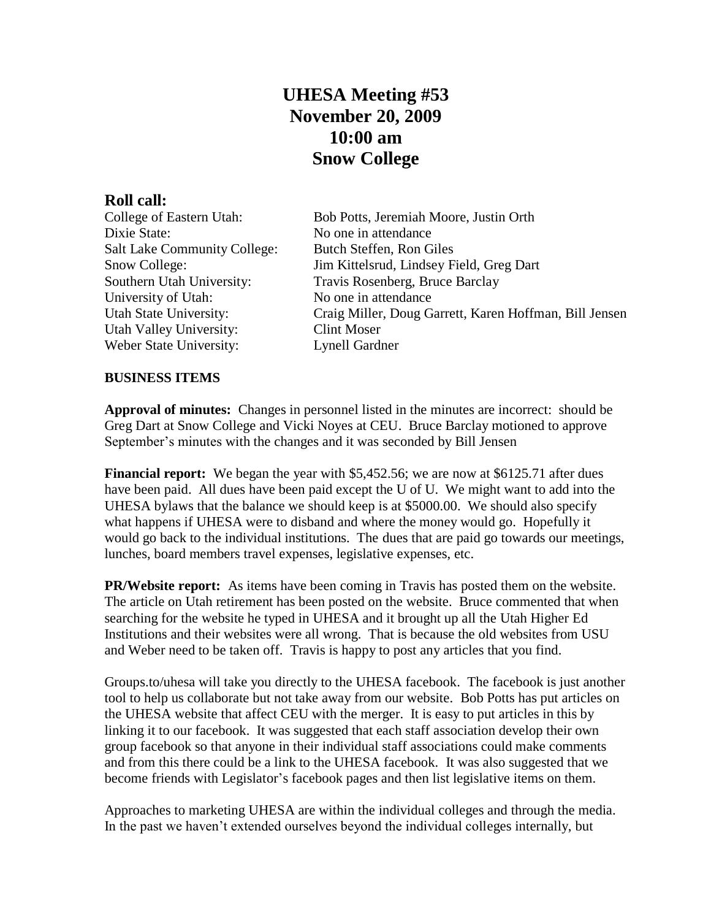# UHESA Meeting #53
# November 20, 2009
# 10:00 am
# Snow College

## Roll call:

| | |
|---|---|
| College of Eastern Utah: | Bob Potts, Jeremiah Moore, Justin Orth |
| Dixie State: | No one in attendance |
| Salt Lake Community College: | Butch Steffen, Ron Giles |
| Snow College: | Jim Kittelsrud, Lindsey Field, Greg Dart |
| Southern Utah University: | Travis Rosenberg, Bruce Barclay |
| University of Utah: | No one in attendance |
| Utah State University: | Craig Miller, Doug Garrett, Karen Hoffman, Bill Jensen |
| Utah Valley University: | Clint Moser |
| Weber State University: | Lynell Gardner |

**BUSINESS ITEMS**

**Approval of minutes:** Changes in personnel listed in the minutes are incorrect: should be Greg Dart at Snow College and Vicki Noyes at CEU. Bruce Barclay motioned to approve September's minutes with the changes and it was seconded by Bill Jensen

**Financial report:** We began the year with $5,452.56; we are now at $6125.71 after dues have been paid. All dues have been paid except the U of U. We might want to add into the UHESA bylaws that the balance we should keep is at $5000.00. We should also specify what happens if UHESA were to disband and where the money would go. Hopefully it would go back to the individual institutions. The dues that are paid go towards our meetings, lunches, board members travel expenses, legislative expenses, etc.

**PR/Website report:** As items have been coming in Travis has posted them on the website. The article on Utah retirement has been posted on the website. Bruce commented that when searching for the website he typed in UHESA and it brought up all the Utah Higher Ed Institutions and their websites were all wrong. That is because the old websites from USU and Weber need to be taken off. Travis is happy to post any articles that you find.

Groups.to/uhesa will take you directly to the UHESA facebook. The facebook is just another tool to help us collaborate but not take away from our website. Bob Potts has put articles on the UHESA website that affect CEU with the merger. It is easy to put articles in this by linking it to our facebook. It was suggested that each staff association develop their own group facebook so that anyone in their individual staff associations could make comments and from this there could be a link to the UHESA facebook. It was also suggested that we become friends with Legislator's facebook pages and then list legislative items on them.

Approaches to marketing UHESA are within the individual colleges and through the media. In the past we haven't extended ourselves beyond the individual colleges internally, but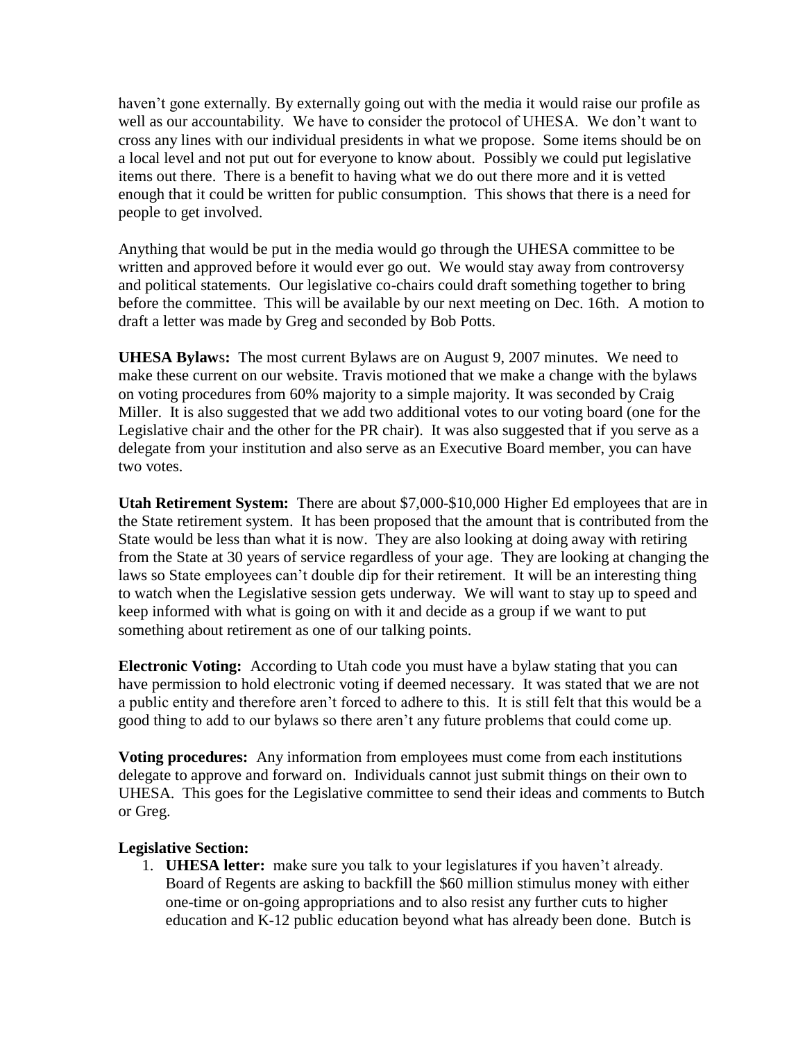haven't gone externally. By externally going out with the media it would raise our profile as well as our accountability. We have to consider the protocol of UHESA. We don't want to cross any lines with our individual presidents in what we propose. Some items should be on a local level and not put out for everyone to know about. Possibly we could put legislative items out there. There is a benefit to having what we do out there more and it is vetted enough that it could be written for public consumption. This shows that there is a need for people to get involved.

Anything that would be put in the media would go through the UHESA committee to be written and approved before it would ever go out. We would stay away from controversy and political statements. Our legislative co-chairs could draft something together to bring before the committee. This will be available by our next meeting on Dec. 16th. A motion to draft a letter was made by Greg and seconded by Bob Potts.

**UHESA Bylaws:** The most current Bylaws are on August 9, 2007 minutes. We need to make these current on our website. Travis motioned that we make a change with the bylaws on voting procedures from 60% majority to a simple majority. It was seconded by Craig Miller. It is also suggested that we add two additional votes to our voting board (one for the Legislative chair and the other for the PR chair). It was also suggested that if you serve as a delegate from your institution and also serve as an Executive Board member, you can have two votes.

**Utah Retirement System:** There are about $7,000-$10,000 Higher Ed employees that are in the State retirement system. It has been proposed that the amount that is contributed from the State would be less than what it is now. They are also looking at doing away with retiring from the State at 30 years of service regardless of your age. They are looking at changing the laws so State employees can't double dip for their retirement. It will be an interesting thing to watch when the Legislative session gets underway. We will want to stay up to speed and keep informed with what is going on with it and decide as a group if we want to put something about retirement as one of our talking points.

**Electronic Voting:** According to Utah code you must have a bylaw stating that you can have permission to hold electronic voting if deemed necessary. It was stated that we are not a public entity and therefore aren't forced to adhere to this. It is still felt that this would be a good thing to add to our bylaws so there aren't any future problems that could come up.

**Voting procedures:** Any information from employees must come from each institutions delegate to approve and forward on. Individuals cannot just submit things on their own to UHESA. This goes for the Legislative committee to send their ideas and comments to Butch or Greg.

**Legislative Section:**

1. **UHESA letter:** make sure you talk to your legislatures if you haven't already. Board of Regents are asking to backfill the $60 million stimulus money with either one-time or on-going appropriations and to also resist any further cuts to higher education and K-12 public education beyond what has already been done. Butch is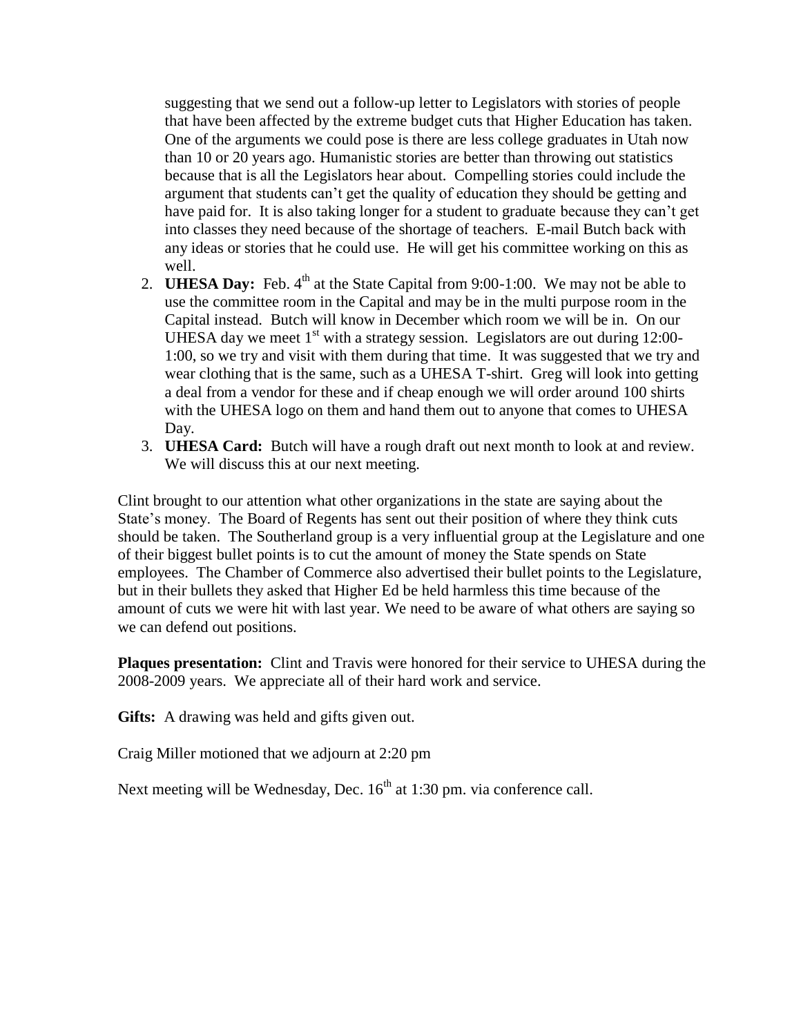suggesting that we send out a follow-up letter to Legislators with stories of people that have been affected by the extreme budget cuts that Higher Education has taken. One of the arguments we could pose is there are less college graduates in Utah now than 10 or 20 years ago. Humanistic stories are better than throwing out statistics because that is all the Legislators hear about. Compelling stories could include the argument that students can't get the quality of education they should be getting and have paid for. It is also taking longer for a student to graduate because they can't get into classes they need because of the shortage of teachers. E-mail Butch back with any ideas or stories that he could use. He will get his committee working on this as well.

2. **UHESA Day:** Feb. 4th at the State Capital from 9:00-1:00. We may not be able to use the committee room in the Capital and may be in the multi purpose room in the Capital instead. Butch will know in December which room we will be in. On our UHESA day we meet 1st with a strategy session. Legislators are out during 12:00-1:00, so we try and visit with them during that time. It was suggested that we try and wear clothing that is the same, such as a UHESA T-shirt. Greg will look into getting a deal from a vendor for these and if cheap enough we will order around 100 shirts with the UHESA logo on them and hand them out to anyone that comes to UHESA Day.
3. **UHESA Card:** Butch will have a rough draft out next month to look at and review. We will discuss this at our next meeting.

Clint brought to our attention what other organizations in the state are saying about the State's money. The Board of Regents has sent out their position of where they think cuts should be taken. The Southerland group is a very influential group at the Legislature and one of their biggest bullet points is to cut the amount of money the State spends on State employees. The Chamber of Commerce also advertised their bullet points to the Legislature, but in their bullets they asked that Higher Ed be held harmless this time because of the amount of cuts we were hit with last year. We need to be aware of what others are saying so we can defend out positions.

**Plaques presentation:** Clint and Travis were honored for their service to UHESA during the 2008-2009 years. We appreciate all of their hard work and service.

**Gifts:** A drawing was held and gifts given out.

Craig Miller motioned that we adjourn at 2:20 pm

Next meeting will be Wednesday, Dec. 16th at 1:30 pm. via conference call.